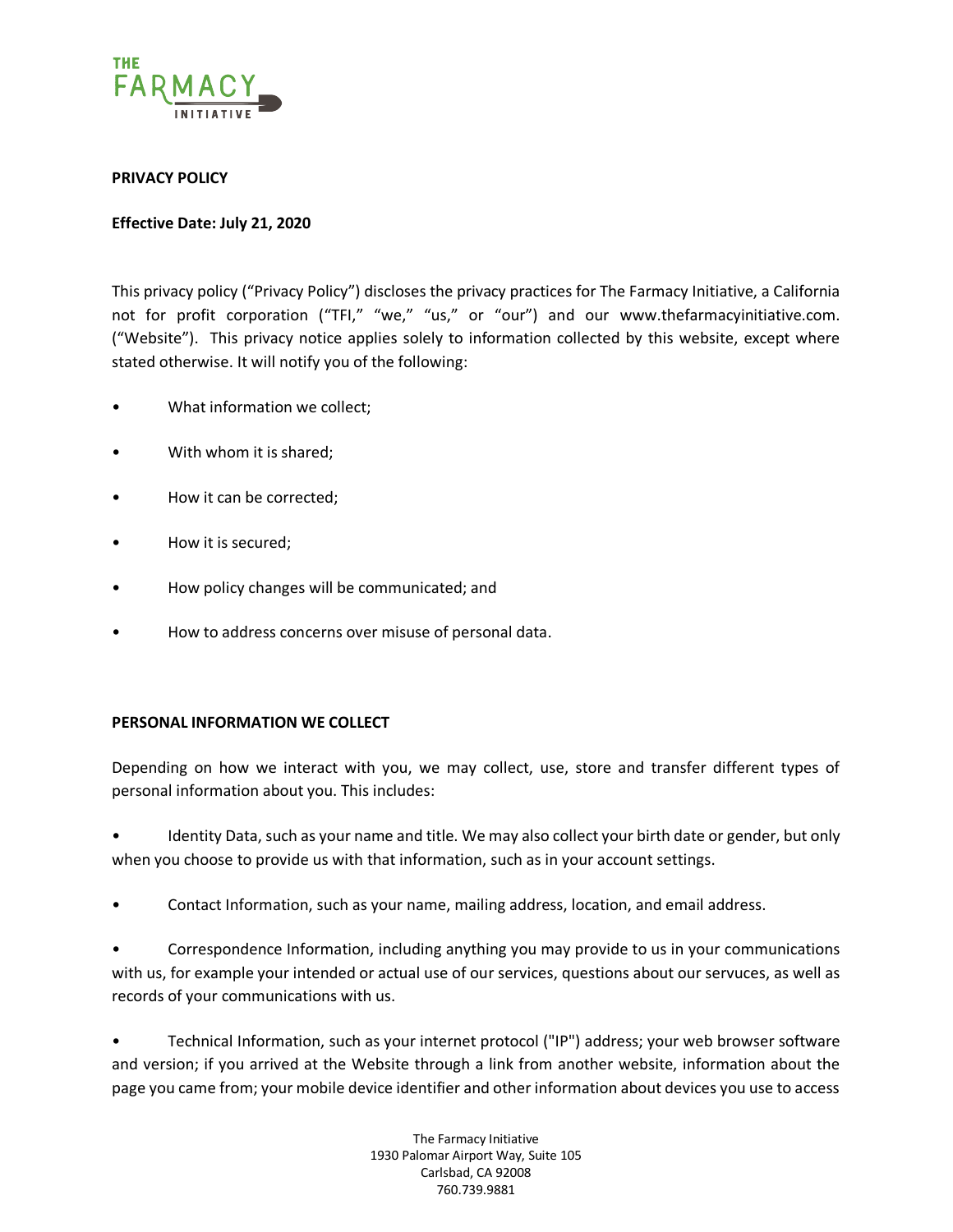**PRIVACY POLICY**

**Effective Date: July 21, 2020**

This privacy policy ("Privacy Policy") discloses the privacy practices for The Farmacy Initiative, a California not for profit corporation ("TFI," "we," "us," or "our") and our www.thefarmacyinitiative.com. ("Website"). This privacy notice applies solely to information collected by this website, except where stated otherwise. It will notify you of the following:

- What information we collect;
- With whom it is shared;
- How it can be corrected;
- How it is secured;
- How policy changes will be communicated; and
- How to address concerns over misuse of personal data.

**PERSONAL INFORMATION WE COLLECT**

Depending on how we interact with you, we may collect, use, store and transfer different types of personal information about you. This includes:

- Identity Data, such as your name and title. We may also collect your birth date or gender, but only when you choose to provide us with that information, such as in your account settings.
- Contact Information, such as your name, mailing address, location, and email address.
- Correspondence Information, including anything you may provide to us in your communications with us, for example your intended or actual use of our services, questions about our servuces, as well as records of your communications with us.
- Technical Information, such as your internet protocol ("IP") address; your web browser software and version; if you arrived at the Website through a link from another website, information about the page you came from; your mobile device identifier and other information about devices you use to access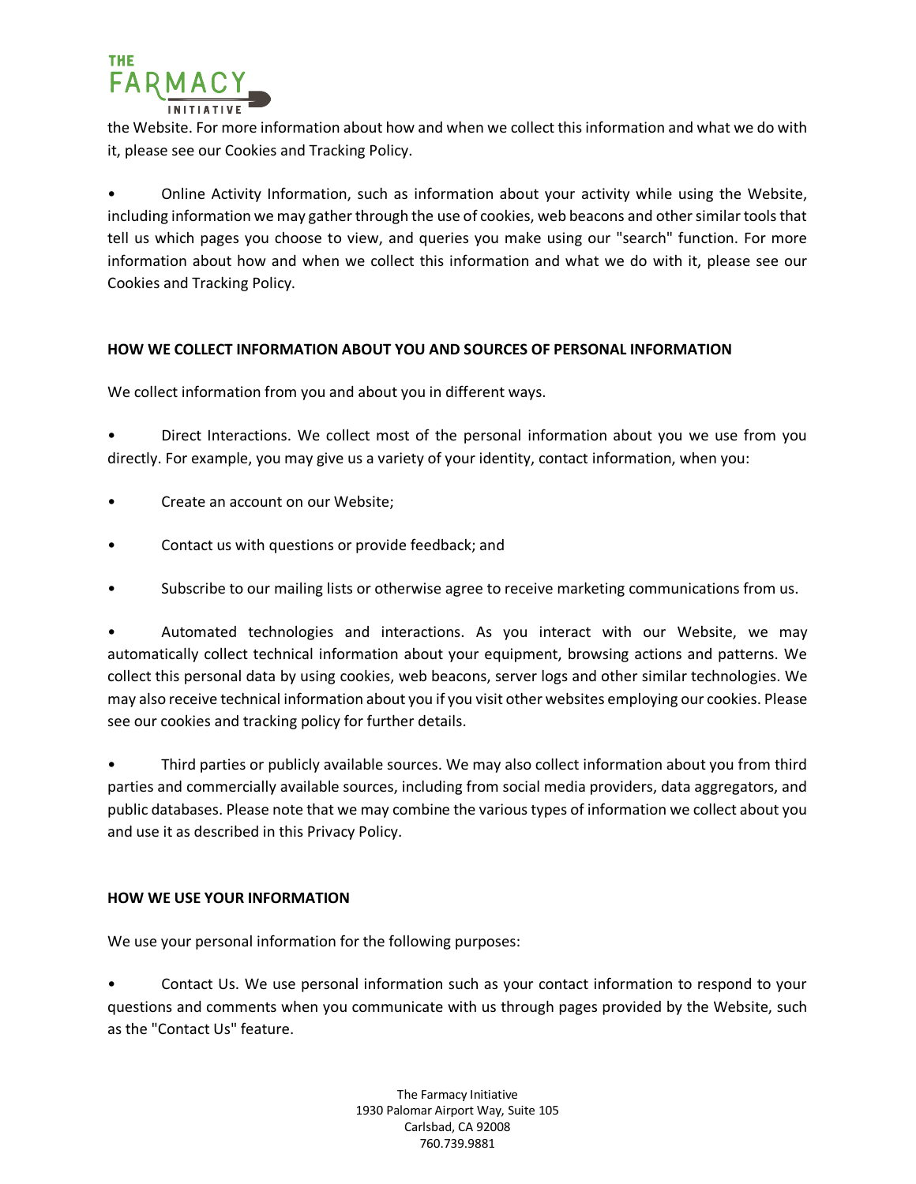the Website. For more information about how and when we collect this information and what we do with it, please see our Cookies and Tracking Policy.

- Online Activity Information, such as information about your activity while using the Website, including information we may gather through the use of cookies, web beacons and other similar tools that tell us which pages you choose to view, and queries you make using our "search" function. For more information about how and when we collect this information and what we do with it, please see our Cookies and Tracking Policy.

**HOW WE COLLECT INFORMATION ABOUT YOU AND SOURCES OF PERSONAL INFORMATION**

We collect information from you and about you in different ways.

- Direct Interactions. We collect most of the personal information about you we use from you directly. For example, you may give us a variety of your identity, contact information, when you:

- Create an account on our Website;

- Contact us with questions or provide feedback; and

- Subscribe to our mailing lists or otherwise agree to receive marketing communications from us.

- Automated technologies and interactions. As you interact with our Website, we may automatically collect technical information about your equipment, browsing actions and patterns. We collect this personal data by using cookies, web beacons, server logs and other similar technologies. We may also receive technical information about you if you visit other websites employing our cookies. Please see our cookies and tracking policy for further details.

- Third parties or publicly available sources. We may also collect information about you from third parties and commercially available sources, including from social media providers, data aggregators, and public databases. Please note that we may combine the various types of information we collect about you and use it as described in this Privacy Policy.

**HOW WE USE YOUR INFORMATION**

We use your personal information for the following purposes:

- Contact Us. We use personal information such as your contact information to respond to your questions and comments when you communicate with us through pages provided by the Website, such as the "Contact Us" feature.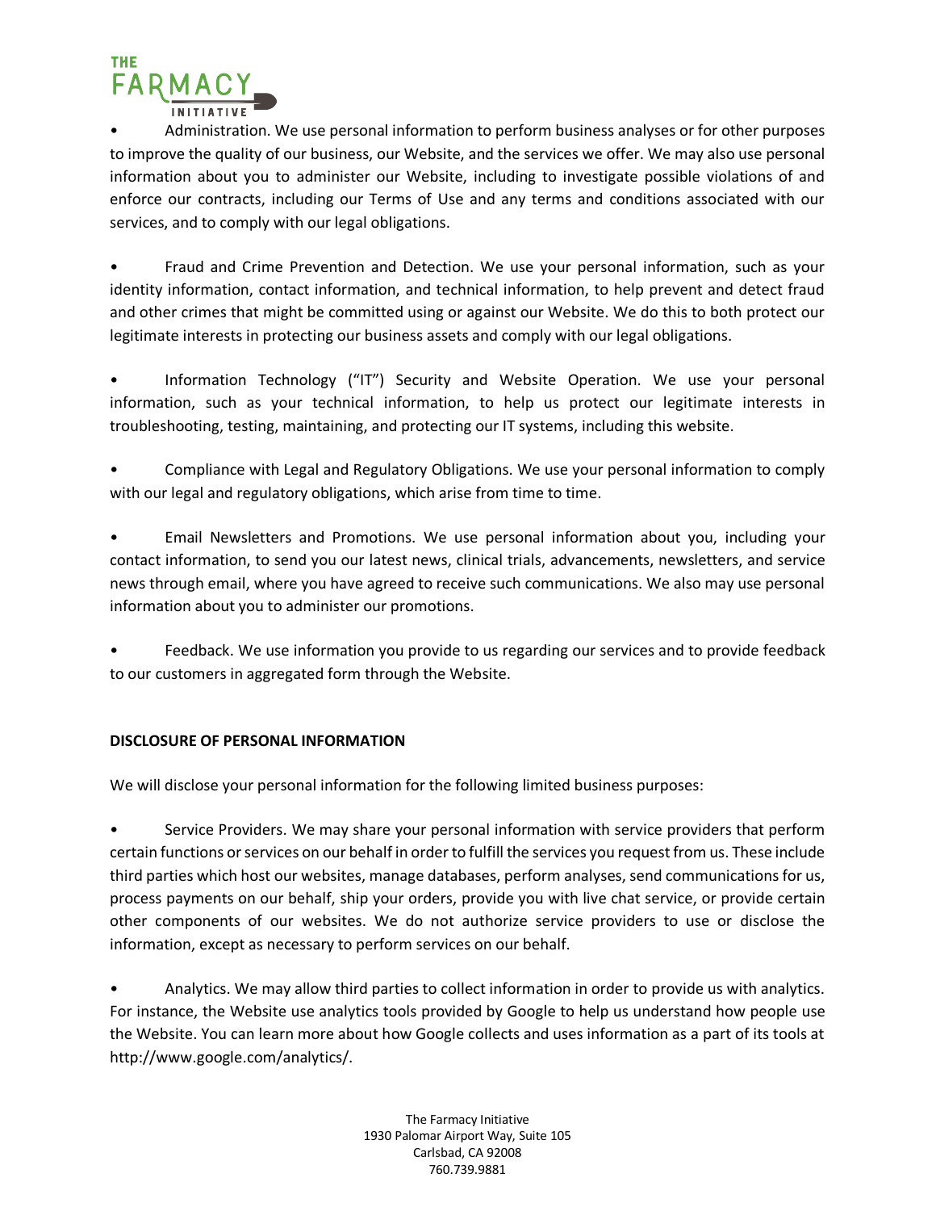- Administration. We use personal information to perform business analyses or for other purposes to improve the quality of our business, our Website, and the services we offer. We may also use personal information about you to administer our Website, including to investigate possible violations of and enforce our contracts, including our Terms of Use and any terms and conditions associated with our services, and to comply with our legal obligations.

- Fraud and Crime Prevention and Detection. We use your personal information, such as your identity information, contact information, and technical information, to help prevent and detect fraud and other crimes that might be committed using or against our Website. We do this to both protect our legitimate interests in protecting our business assets and comply with our legal obligations.

- Information Technology ("IT") Security and Website Operation. We use your personal information, such as your technical information, to help us protect our legitimate interests in troubleshooting, testing, maintaining, and protecting our IT systems, including this website.

- Compliance with Legal and Regulatory Obligations. We use your personal information to comply with our legal and regulatory obligations, which arise from time to time.

- Email Newsletters and Promotions. We use personal information about you, including your contact information, to send you our latest news, clinical trials, advancements, newsletters, and service news through email, where you have agreed to receive such communications. We also may use personal information about you to administer our promotions.

- Feedback. We use information you provide to us regarding our services and to provide feedback to our customers in aggregated form through the Website.

**DISCLOSURE OF PERSONAL INFORMATION**

We will disclose your personal information for the following limited business purposes:

- Service Providers. We may share your personal information with service providers that perform certain functions or services on our behalf in order to fulfill the services you request from us. These include third parties which host our websites, manage databases, perform analyses, send communications for us, process payments on our behalf, ship your orders, provide you with live chat service, or provide certain other components of our websites. We do not authorize service providers to use or disclose the information, except as necessary to perform services on our behalf.

- Analytics. We may allow third parties to collect information in order to provide us with analytics. For instance, the Website use analytics tools provided by Google to help us understand how people use the Website. You can learn more about how Google collects and uses information as a part of its tools at http://www.google.com/analytics/.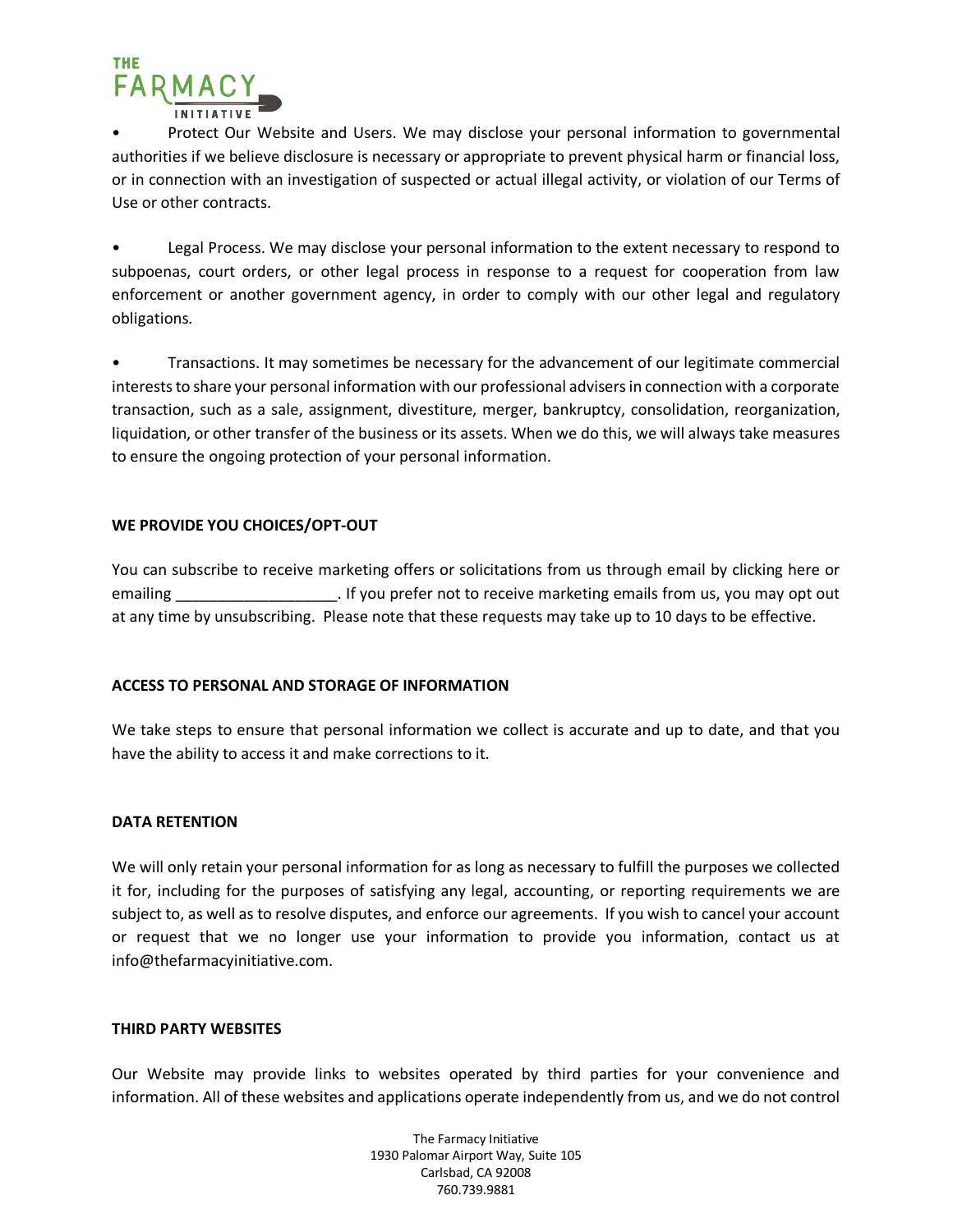- Protect Our Website and Users. We may disclose your personal information to governmental authorities if we believe disclosure is necessary or appropriate to prevent physical harm or financial loss, or in connection with an investigation of suspected or actual illegal activity, or violation of our Terms of Use or other contracts.

- Legal Process. We may disclose your personal information to the extent necessary to respond to subpoenas, court orders, or other legal process in response to a request for cooperation from law enforcement or another government agency, in order to comply with our other legal and regulatory obligations.

- Transactions. It may sometimes be necessary for the advancement of our legitimate commercial interests to share your personal information with our professional advisers in connection with a corporate transaction, such as a sale, assignment, divestiture, merger, bankruptcy, consolidation, reorganization, liquidation, or other transfer of the business or its assets. When we do this, we will always take measures to ensure the ongoing protection of your personal information.

**WE PROVIDE YOU CHOICES/OPT-OUT**

You can subscribe to receive marketing offers or solicitations from us through email by clicking here or emailing ___________________. If you prefer not to receive marketing emails from us, you may opt out at any time by unsubscribing. Please note that these requests may take up to 10 days to be effective.

**ACCESS TO PERSONAL AND STORAGE OF INFORMATION**

We take steps to ensure that personal information we collect is accurate and up to date, and that you have the ability to access it and make corrections to it.

**DATA RETENTION**

We will only retain your personal information for as long as necessary to fulfill the purposes we collected it for, including for the purposes of satisfying any legal, accounting, or reporting requirements we are subject to, as well as to resolve disputes, and enforce our agreements. If you wish to cancel your account or request that we no longer use your information to provide you information, contact us at info@thefarmacyinitiative.com.

**THIRD PARTY WEBSITES**

Our Website may provide links to websites operated by third parties for your convenience and information. All of these websites and applications operate independently from us, and we do not control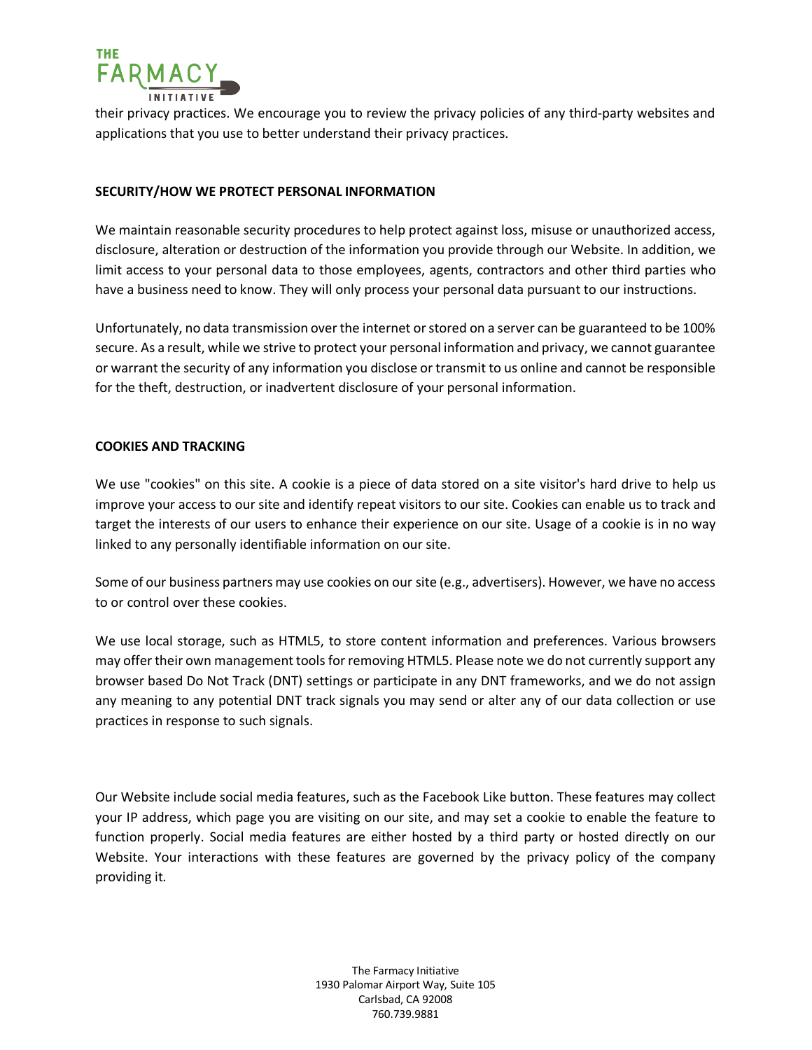their privacy practices. We encourage you to review the privacy policies of any third-party websites and applications that you use to better understand their privacy practices.

**SECURITY/HOW WE PROTECT PERSONAL INFORMATION**

We maintain reasonable security procedures to help protect against loss, misuse or unauthorized access, disclosure, alteration or destruction of the information you provide through our Website. In addition, we limit access to your personal data to those employees, agents, contractors and other third parties who have a business need to know. They will only process your personal data pursuant to our instructions.

Unfortunately, no data transmission over the internet or stored on a server can be guaranteed to be 100% secure. As a result, while we strive to protect your personal information and privacy, we cannot guarantee or warrant the security of any information you disclose or transmit to us online and cannot be responsible for the theft, destruction, or inadvertent disclosure of your personal information.

**COOKIES AND TRACKING**

We use "cookies" on this site. A cookie is a piece of data stored on a site visitor's hard drive to help us improve your access to our site and identify repeat visitors to our site. Cookies can enable us to track and target the interests of our users to enhance their experience on our site. Usage of a cookie is in no way linked to any personally identifiable information on our site.

Some of our business partners may use cookies on our site (e.g., advertisers). However, we have no access to or control over these cookies.

We use local storage, such as HTML5, to store content information and preferences. Various browsers may offer their own management tools for removing HTML5. Please note we do not currently support any browser based Do Not Track (DNT) settings or participate in any DNT frameworks, and we do not assign any meaning to any potential DNT track signals you may send or alter any of our data collection or use practices in response to such signals.

Our Website include social media features, such as the Facebook Like button. These features may collect your IP address, which page you are visiting on our site, and may set a cookie to enable the feature to function properly. Social media features are either hosted by a third party or hosted directly on our Website. Your interactions with these features are governed by the privacy policy of the company providing it.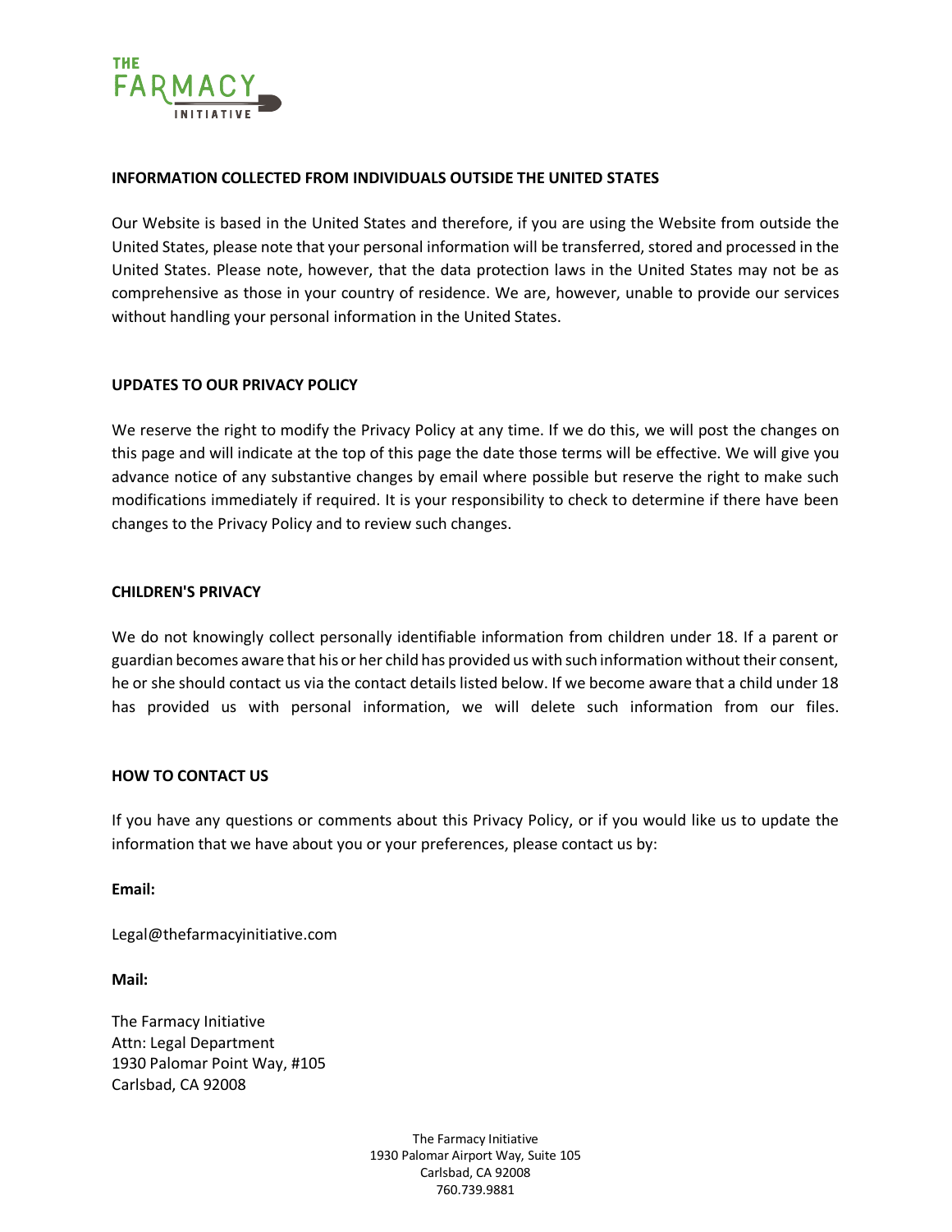## INFORMATION COLLECTED FROM INDIVIDUALS OUTSIDE THE UNITED STATES

Our Website is based in the United States and therefore, if you are using the Website from outside the United States, please note that your personal information will be transferred, stored and processed in the United States. Please note, however, that the data protection laws in the United States may not be as comprehensive as those in your country of residence. We are, however, unable to provide our services without handling your personal information in the United States.

## UPDATES TO OUR PRIVACY POLICY

We reserve the right to modify the Privacy Policy at any time. If we do this, we will post the changes on this page and will indicate at the top of this page the date those terms will be effective. We will give you advance notice of any substantive changes by email where possible but reserve the right to make such modifications immediately if required. It is your responsibility to check to determine if there have been changes to the Privacy Policy and to review such changes.

## CHILDREN'S PRIVACY

We do not knowingly collect personally identifiable information from children under 18. If a parent or guardian becomes aware that his or her child has provided us with such information without their consent, he or she should contact us via the contact details listed below. If we become aware that a child under 18 has provided us with personal information, we will delete such information from our files.

## HOW TO CONTACT US

If you have any questions or comments about this Privacy Policy, or if you would like us to update the information that we have about you or your preferences, please contact us by:

**Email:**

Legal@thefarmacyinitiative.com

**Mail:**

The Farmacy Initiative
Attn: Legal Department
1930 Palomar Point Way, #105
Carlsbad, CA 92008